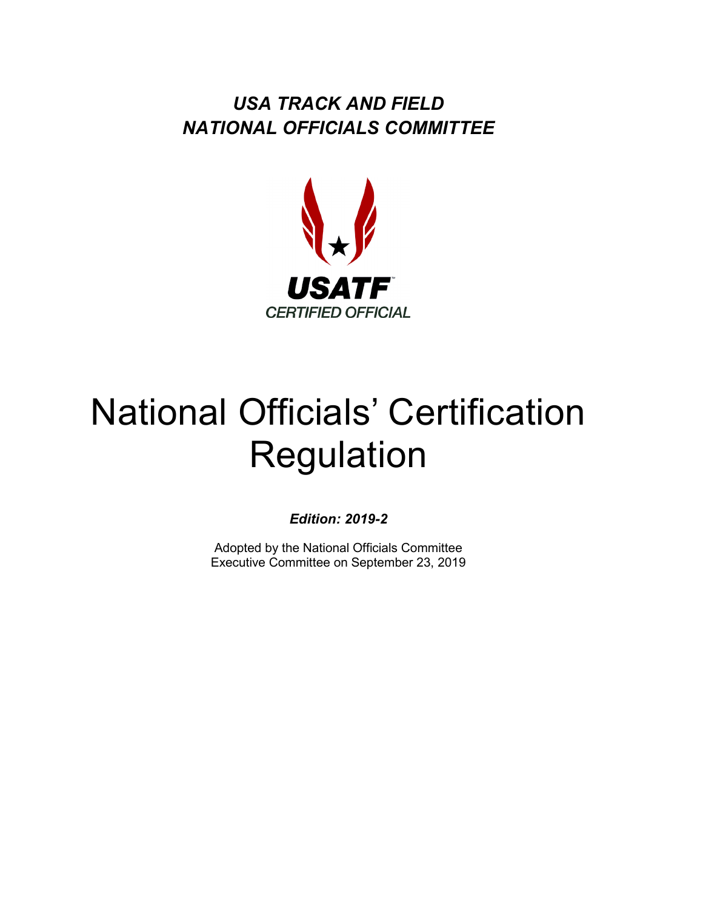***USA TRACK AND FIELD***
***NATIONAL OFFICIALS COMMITTEE***

USATF
CERTIFIED OFFICIAL

# National Officials' Certification Regulation

***Edition: 2019-2***

Adopted by the National Officials Committee
Executive Committee on September 23, 2019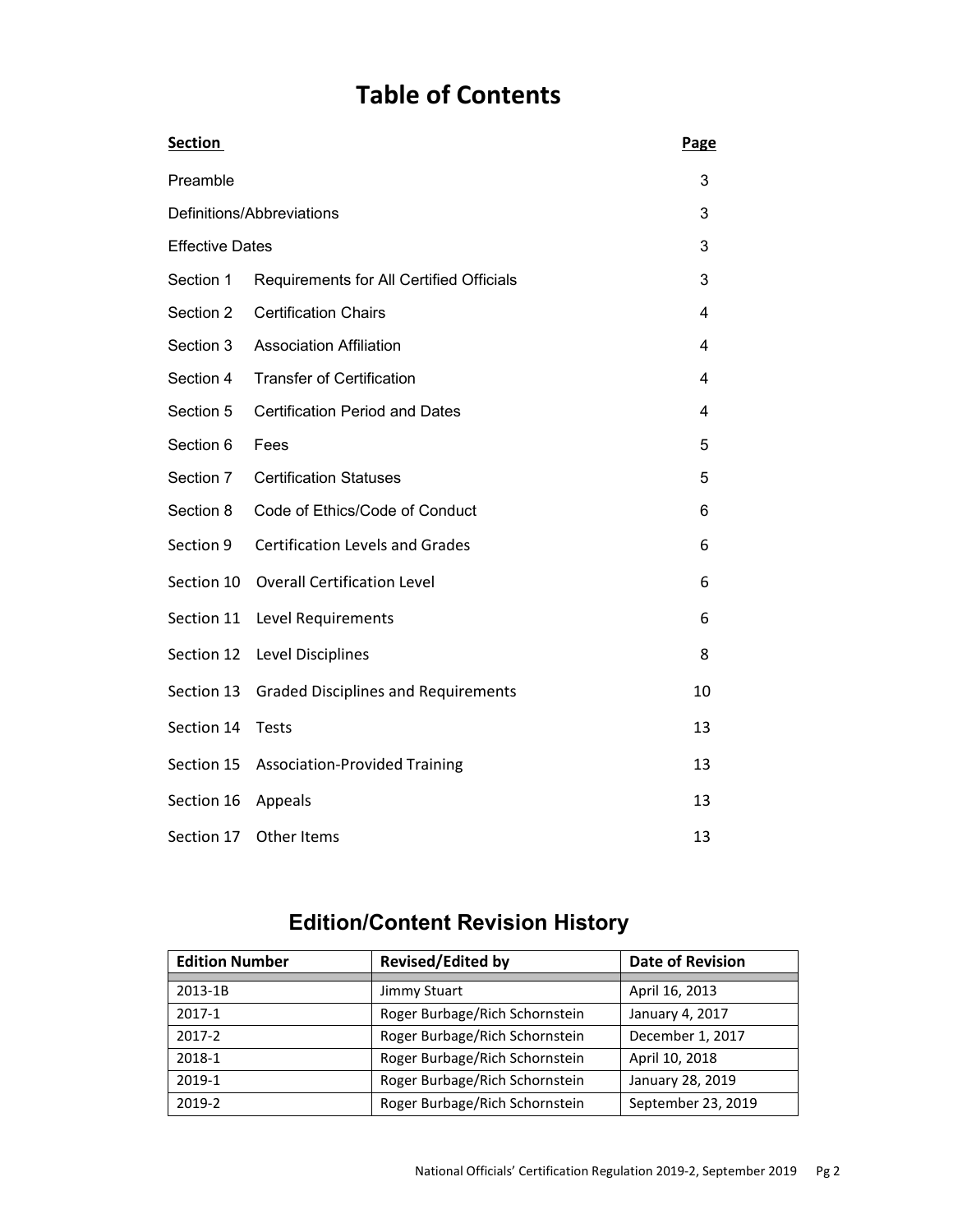# Table of Contents

| Section | | Page |
|---|---|---|
| Preamble | | 3 |
| Definitions/Abbreviations | | 3 |
| Effective Dates | | 3 |
| Section 1 | Requirements for All Certified Officials | 3 |
| Section 2 | Certification Chairs | 4 |
| Section 3 | Association Affiliation | 4 |
| Section 4 | Transfer of Certification | 4 |
| Section 5 | Certification Period and Dates | 4 |
| Section 6 | Fees | 5 |
| Section 7 | Certification Statuses | 5 |
| Section 8 | Code of Ethics/Code of Conduct | 6 |
| Section 9 | Certification Levels and Grades | 6 |
| Section 10 | Overall Certification Level | 6 |
| Section 11 | Level Requirements | 6 |
| Section 12 | Level Disciplines | 8 |
| Section 13 | Graded Disciplines and Requirements | 10 |
| Section 14 | Tests | 13 |
| Section 15 | Association-Provided Training | 13 |
| Section 16 | Appeals | 13 |
| Section 17 | Other Items | 13 |

## Edition/Content Revision History

| Edition Number | Revised/Edited by | Date of Revision |
|---|---|---|
| 2013-1B | Jimmy Stuart | April 16, 2013 |
| 2017-1 | Roger Burbage/Rich Schornstein | January 4, 2017 |
| 2017-2 | Roger Burbage/Rich Schornstein | December 1, 2017 |
| 2018-1 | Roger Burbage/Rich Schornstein | April 10, 2018 |
| 2019-1 | Roger Burbage/Rich Schornstein | January 28, 2019 |
| 2019-2 | Roger Burbage/Rich Schornstein | September 23, 2019 |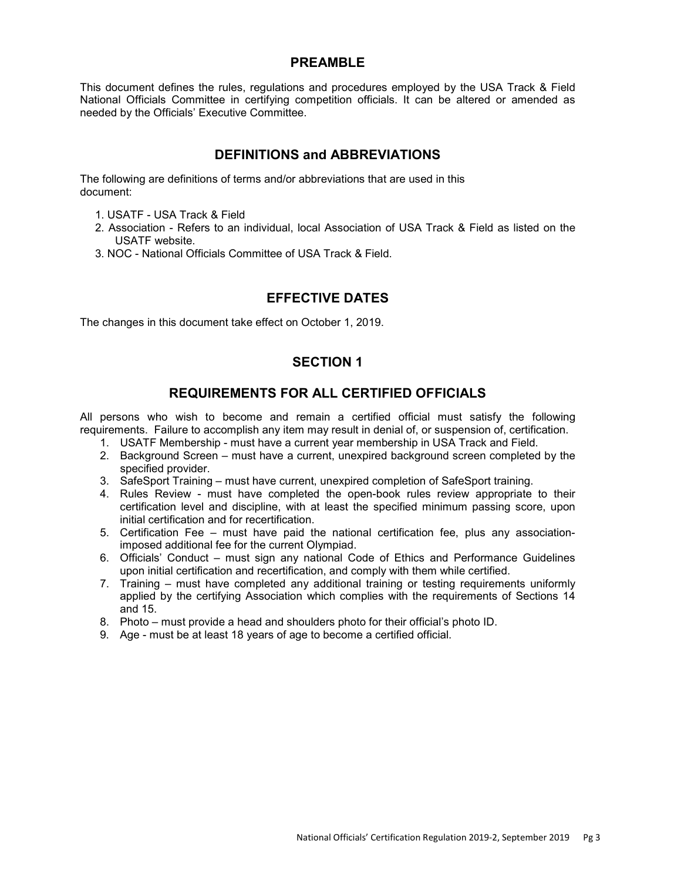## PREAMBLE

This document defines the rules, regulations and procedures employed by the USA Track & Field National Officials Committee in certifying competition officials. It can be altered or amended as needed by the Officials' Executive Committee.

## DEFINITIONS and ABBREVIATIONS

The following are definitions of terms and/or abbreviations that are used in this document:

1. USATF - USA Track & Field
2. Association - Refers to an individual, local Association of USA Track & Field as listed on the USATF website.
3. NOC - National Officials Committee of USA Track & Field.

## EFFECTIVE DATES

The changes in this document take effect on October 1, 2019.

## SECTION 1

## REQUIREMENTS FOR ALL CERTIFIED OFFICIALS

All persons who wish to become and remain a certified official must satisfy the following requirements. Failure to accomplish any item may result in denial of, or suspension of, certification.

1. USATF Membership - must have a current year membership in USA Track and Field.
2. Background Screen – must have a current, unexpired background screen completed by the specified provider.
3. SafeSport Training – must have current, unexpired completion of SafeSport training.
4. Rules Review - must have completed the open-book rules review appropriate to their certification level and discipline, with at least the specified minimum passing score, upon initial certification and for recertification.
5. Certification Fee – must have paid the national certification fee, plus any association-imposed additional fee for the current Olympiad.
6. Officials' Conduct – must sign any national Code of Ethics and Performance Guidelines upon initial certification and recertification, and comply with them while certified.
7. Training – must have completed any additional training or testing requirements uniformly applied by the certifying Association which complies with the requirements of Sections 14 and 15.
8. Photo – must provide a head and shoulders photo for their official's photo ID.
9. Age - must be at least 18 years of age to become a certified official.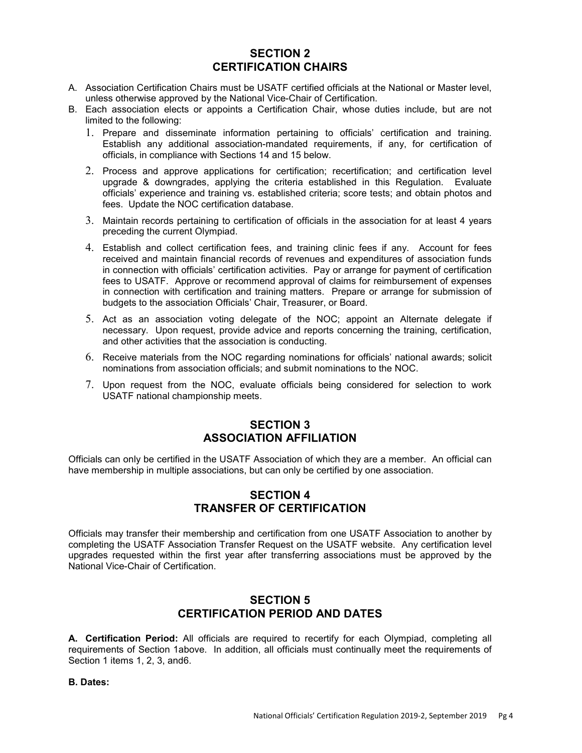## SECTION 2
## CERTIFICATION CHAIRS

A. Association Certification Chairs must be USATF certified officials at the National or Master level, unless otherwise approved by the National Vice-Chair of Certification.

B. Each association elects or appoints a Certification Chair, whose duties include, but are not limited to the following:

   1. Prepare and disseminate information pertaining to officials' certification and training. Establish any additional association-mandated requirements, if any, for certification of officials, in compliance with Sections 14 and 15 below.

   2. Process and approve applications for certification; recertification; and certification level upgrade & downgrades, applying the criteria established in this Regulation. Evaluate officials' experience and training vs. established criteria; score tests; and obtain photos and fees. Update the NOC certification database.

   3. Maintain records pertaining to certification of officials in the association for at least 4 years preceding the current Olympiad.

   4. Establish and collect certification fees, and training clinic fees if any. Account for fees received and maintain financial records of revenues and expenditures of association funds in connection with officials' certification activities. Pay or arrange for payment of certification fees to USATF. Approve or recommend approval of claims for reimbursement of expenses in connection with certification and training matters. Prepare or arrange for submission of budgets to the association Officials' Chair, Treasurer, or Board.

   5. Act as an association voting delegate of the NOC; appoint an Alternate delegate if necessary. Upon request, provide advice and reports concerning the training, certification, and other activities that the association is conducting.

   6. Receive materials from the NOC regarding nominations for officials' national awards; solicit nominations from association officials; and submit nominations to the NOC.

   7. Upon request from the NOC, evaluate officials being considered for selection to work USATF national championship meets.

## SECTION 3
## ASSOCIATION AFFILIATION

Officials can only be certified in the USATF Association of which they are a member. An official can have membership in multiple associations, but can only be certified by one association.

## SECTION 4
## TRANSFER OF CERTIFICATION

Officials may transfer their membership and certification from one USATF Association to another by completing the USATF Association Transfer Request on the USATF website. Any certification level upgrades requested within the first year after transferring associations must be approved by the National Vice-Chair of Certification.

## SECTION 5
## CERTIFICATION PERIOD AND DATES

**A. Certification Period:** All officials are required to recertify for each Olympiad, completing all requirements of Section 1above. In addition, all officials must continually meet the requirements of Section 1 items 1, 2, 3, and6.

**B. Dates:**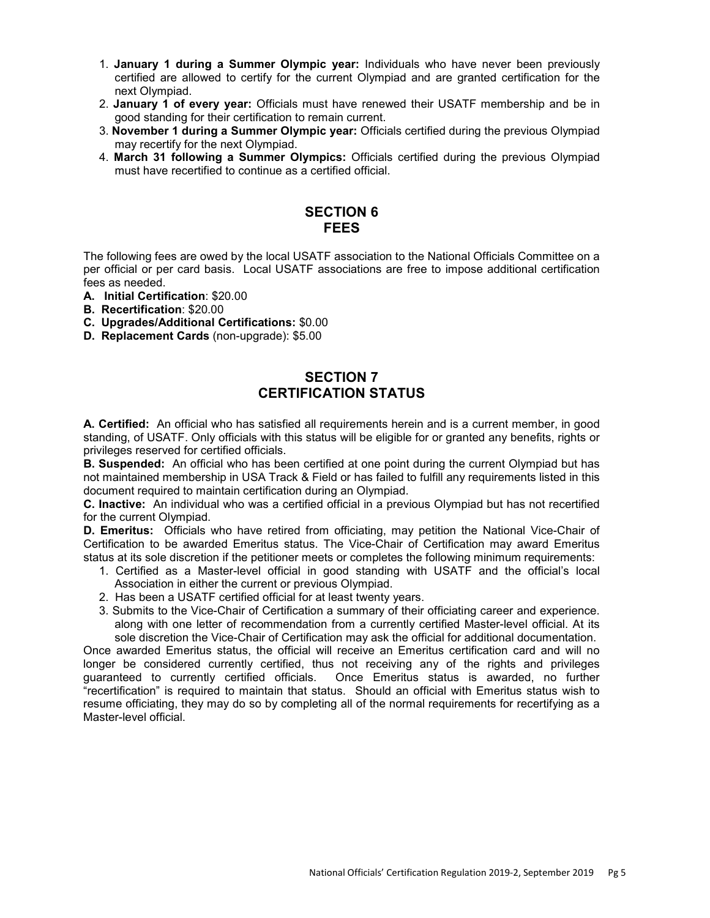1. **January 1 during a Summer Olympic year:** Individuals who have never been previously certified are allowed to certify for the current Olympiad and are granted certification for the next Olympiad.
2. **January 1 of every year:** Officials must have renewed their USATF membership and be in good standing for their certification to remain current.
3. **November 1 during a Summer Olympic year:** Officials certified during the previous Olympiad may recertify for the next Olympiad.
4. **March 31 following a Summer Olympics:** Officials certified during the previous Olympiad must have recertified to continue as a certified official.

## SECTION 6
## FEES

The following fees are owed by the local USATF association to the National Officials Committee on a per official or per card basis. Local USATF associations are free to impose additional certification fees as needed.

**A. Initial Certification**: $20.00
**B. Recertification**: $20.00
**C. Upgrades/Additional Certifications:** $0.00
**D. Replacement Cards** (non-upgrade): $5.00

## SECTION 7
## CERTIFICATION STATUS

**A. Certified:** An official who has satisfied all requirements herein and is a current member, in good standing, of USATF. Only officials with this status will be eligible for or granted any benefits, rights or privileges reserved for certified officials.

**B. Suspended:** An official who has been certified at one point during the current Olympiad but has not maintained membership in USA Track & Field or has failed to fulfill any requirements listed in this document required to maintain certification during an Olympiad.

**C. Inactive:** An individual who was a certified official in a previous Olympiad but has not recertified for the current Olympiad.

**D. Emeritus:** Officials who have retired from officiating, may petition the National Vice-Chair of Certification to be awarded Emeritus status. The Vice-Chair of Certification may award Emeritus status at its sole discretion if the petitioner meets or completes the following minimum requirements:

1. Certified as a Master-level official in good standing with USATF and the official's local Association in either the current or previous Olympiad.
2. Has been a USATF certified official for at least twenty years.
3. Submits to the Vice-Chair of Certification a summary of their officiating career and experience. along with one letter of recommendation from a currently certified Master-level official. At its sole discretion the Vice-Chair of Certification may ask the official for additional documentation.

Once awarded Emeritus status, the official will receive an Emeritus certification card and will no longer be considered currently certified, thus not receiving any of the rights and privileges guaranteed to currently certified officials. Once Emeritus status is awarded, no further "recertification" is required to maintain that status. Should an official with Emeritus status wish to resume officiating, they may do so by completing all of the normal requirements for recertifying as a Master-level official.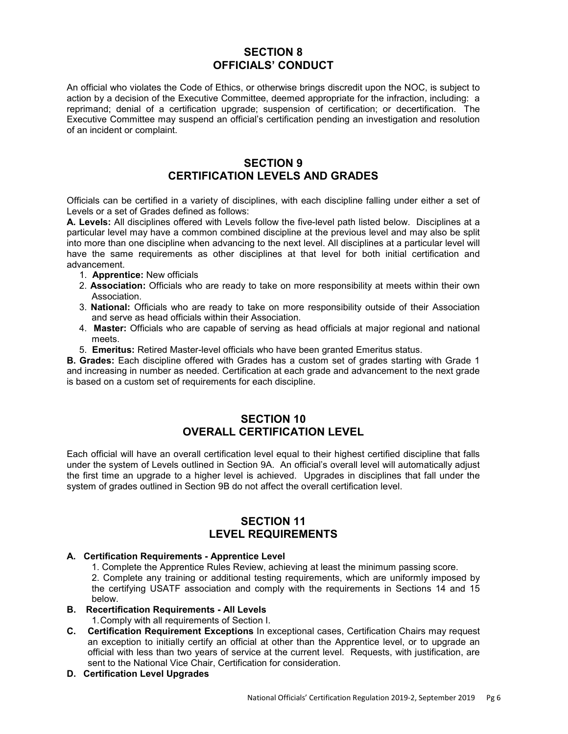## SECTION 8
## OFFICIALS' CONDUCT

An official who violates the Code of Ethics, or otherwise brings discredit upon the NOC, is subject to action by a decision of the Executive Committee, deemed appropriate for the infraction, including: a reprimand; denial of a certification upgrade; suspension of certification; or decertification. The Executive Committee may suspend an official's certification pending an investigation and resolution of an incident or complaint.

## SECTION 9
## CERTIFICATION LEVELS AND GRADES

Officials can be certified in a variety of disciplines, with each discipline falling under either a set of Levels or a set of Grades defined as follows:

**A. Levels:** All disciplines offered with Levels follow the five-level path listed below. Disciplines at a particular level may have a common combined discipline at the previous level and may also be split into more than one discipline when advancing to the next level. All disciplines at a particular level will have the same requirements as other disciplines at that level for both initial certification and advancement.

1. **Apprentice:** New officials
2. **Association:** Officials who are ready to take on more responsibility at meets within their own Association.
3. **National:** Officials who are ready to take on more responsibility outside of their Association and serve as head officials within their Association.
4. **Master:** Officials who are capable of serving as head officials at major regional and national meets.
5. **Emeritus:** Retired Master-level officials who have been granted Emeritus status.

**B. Grades:** Each discipline offered with Grades has a custom set of grades starting with Grade 1 and increasing in number as needed. Certification at each grade and advancement to the next grade is based on a custom set of requirements for each discipline.

## SECTION 10
## OVERALL CERTIFICATION LEVEL

Each official will have an overall certification level equal to their highest certified discipline that falls under the system of Levels outlined in Section 9A. An official's overall level will automatically adjust the first time an upgrade to a higher level is achieved. Upgrades in disciplines that fall under the system of grades outlined in Section 9B do not affect the overall certification level.

## SECTION 11
## LEVEL REQUIREMENTS

**A. Certification Requirements - Apprentice Level**

1. Complete the Apprentice Rules Review, achieving at least the minimum passing score.
2. Complete any training or additional testing requirements, which are uniformly imposed by the certifying USATF association and comply with the requirements in Sections 14 and 15 below.

**B. Recertification Requirements - All Levels**

1. Comply with all requirements of Section I.

**C. Certification Requirement Exceptions** In exceptional cases, Certification Chairs may request an exception to initially certify an official at other than the Apprentice level, or to upgrade an official with less than two years of service at the current level. Requests, with justification, are sent to the National Vice Chair, Certification for consideration.

**D. Certification Level Upgrades**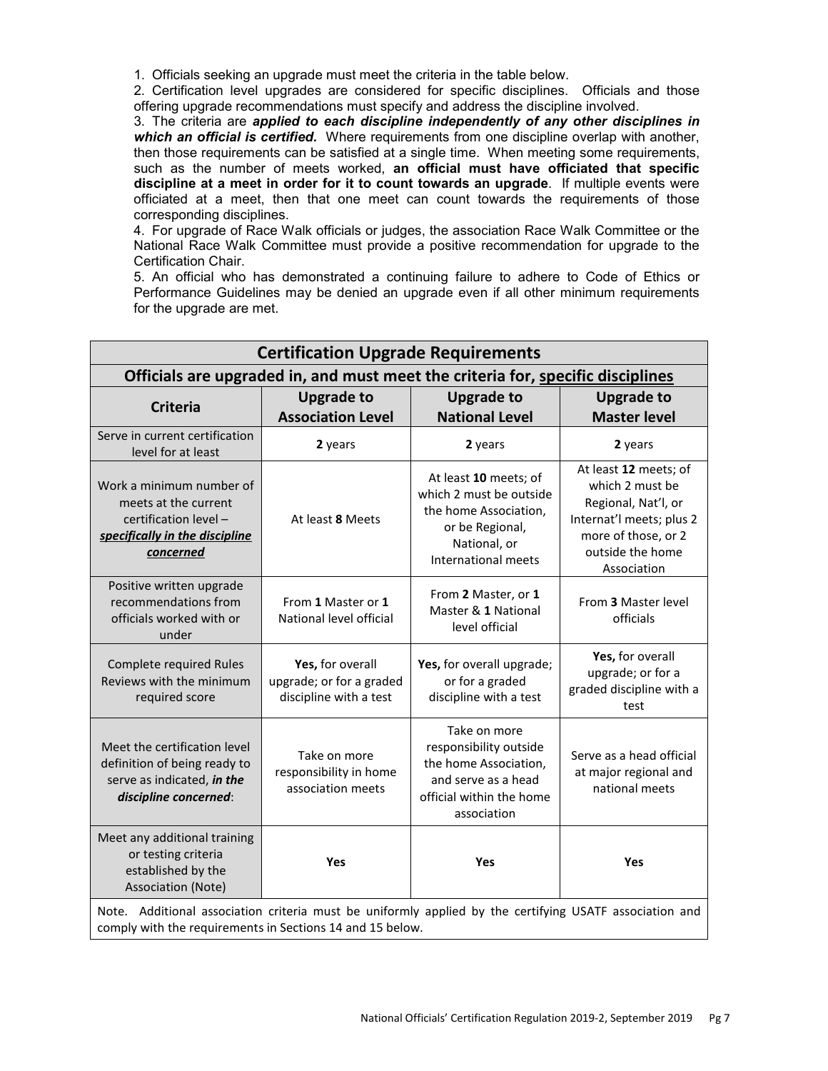1. Officials seeking an upgrade must meet the criteria in the table below.
2. Certification level upgrades are considered for specific disciplines. Officials and those offering upgrade recommendations must specify and address the discipline involved.
3. The criteria are ***applied to each discipline independently of any other disciplines in which an official is certified.*** Where requirements from one discipline overlap with another, then those requirements can be satisfied at a single time. When meeting some requirements, such as the number of meets worked, **an official must have officiated that specific discipline at a meet in order for it to count towards an upgrade**. If multiple events were officiated at a meet, then that one meet can count towards the requirements of those corresponding disciplines.
4. For upgrade of Race Walk officials or judges, the association Race Walk Committee or the National Race Walk Committee must provide a positive recommendation for upgrade to the Certification Chair.
5. An official who has demonstrated a continuing failure to adhere to Code of Ethics or Performance Guidelines may be denied an upgrade even if all other minimum requirements for the upgrade are met.

| **Certification Upgrade Requirements** | | | |
|---|---|---|---|
| **Officials are upgraded in, and must meet the criteria for, specific disciplines** | | | |
| **Criteria** | **Upgrade to Association Level** | **Upgrade to National Level** | **Upgrade to Master level** |
| Serve in current certification level for at least | **2** years | **2** years | **2** years |
| Work a minimum number of meets at the current certification level – ***specifically in the discipline concerned*** | At least **8** Meets | At least **10** meets; of which 2 must be outside the home Association, or be Regional, National, or International meets | At least **12** meets; of which 2 must be Regional, Nat'l, or Internat'l meets; plus 2 more of those, or 2 outside the home Association |
| Positive written upgrade recommendations from officials worked with or under | From **1** Master or **1** National level official | From **2** Master, or **1** Master & **1** National level official | From **3** Master level officials |
| Complete required Rules Reviews with the minimum required score | **Yes,** for overall upgrade; or for a graded discipline with a test | **Yes,** for overall upgrade; or for a graded discipline with a test | **Yes,** for overall upgrade; or for a graded discipline with a test |
| Meet the certification level definition of being ready to serve as indicated, ***in the discipline concerned***: | Take on more responsibility in home association meets | Take on more responsibility outside the home Association, and serve as a head official within the home association | Serve as a head official at major regional and national meets |
| Meet any additional training or testing criteria established by the Association (Note) | **Yes** | **Yes** | **Yes** |
| Note. Additional association criteria must be uniformly applied by the certifying USATF association and comply with the requirements in Sections 14 and 15 below. | | | |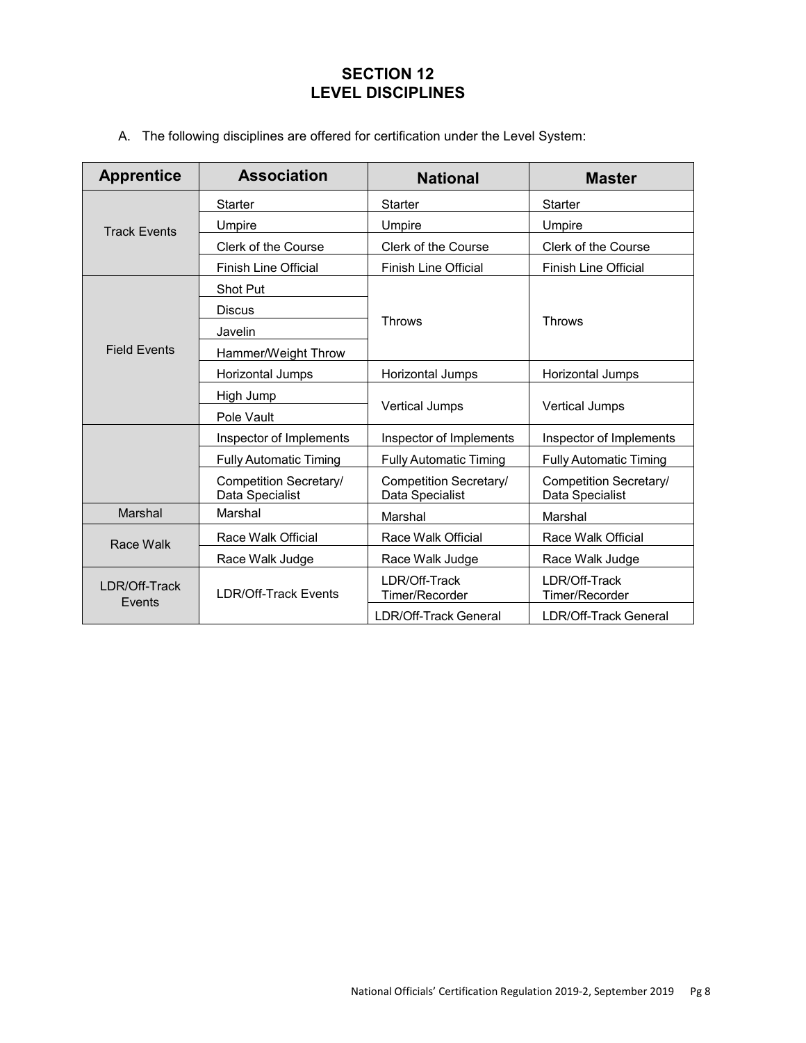# SECTION 12
# LEVEL DISCIPLINES

A. The following disciplines are offered for certification under the Level System:

| Apprentice | Association | National | Master |
|---|---|---|---|
| Track Events | Starter | Starter | Starter |
| | Umpire | Umpire | Umpire |
| | Clerk of the Course | Clerk of the Course | Clerk of the Course |
| | Finish Line Official | Finish Line Official | Finish Line Official |
| Field Events | Shot Put | Throws | Throws |
| | Discus | | |
| | Javelin | | |
| | Hammer/Weight Throw | | |
| | Horizontal Jumps | Horizontal Jumps | Horizontal Jumps |
| | High Jump | Vertical Jumps | Vertical Jumps |
| | Pole Vault | | |
| | Inspector of Implements | Inspector of Implements | Inspector of Implements |
| | Fully Automatic Timing | Fully Automatic Timing | Fully Automatic Timing |
| | Competition Secretary/ Data Specialist | Competition Secretary/ Data Specialist | Competition Secretary/ Data Specialist |
| Marshal | Marshal | Marshal | Marshal |
| Race Walk | Race Walk Official | Race Walk Official | Race Walk Official |
| | Race Walk Judge | Race Walk Judge | Race Walk Judge |
| LDR/Off-Track Events | LDR/Off-Track Events | LDR/Off-Track Timer/Recorder | LDR/Off-Track Timer/Recorder |
| | | LDR/Off-Track General | LDR/Off-Track General |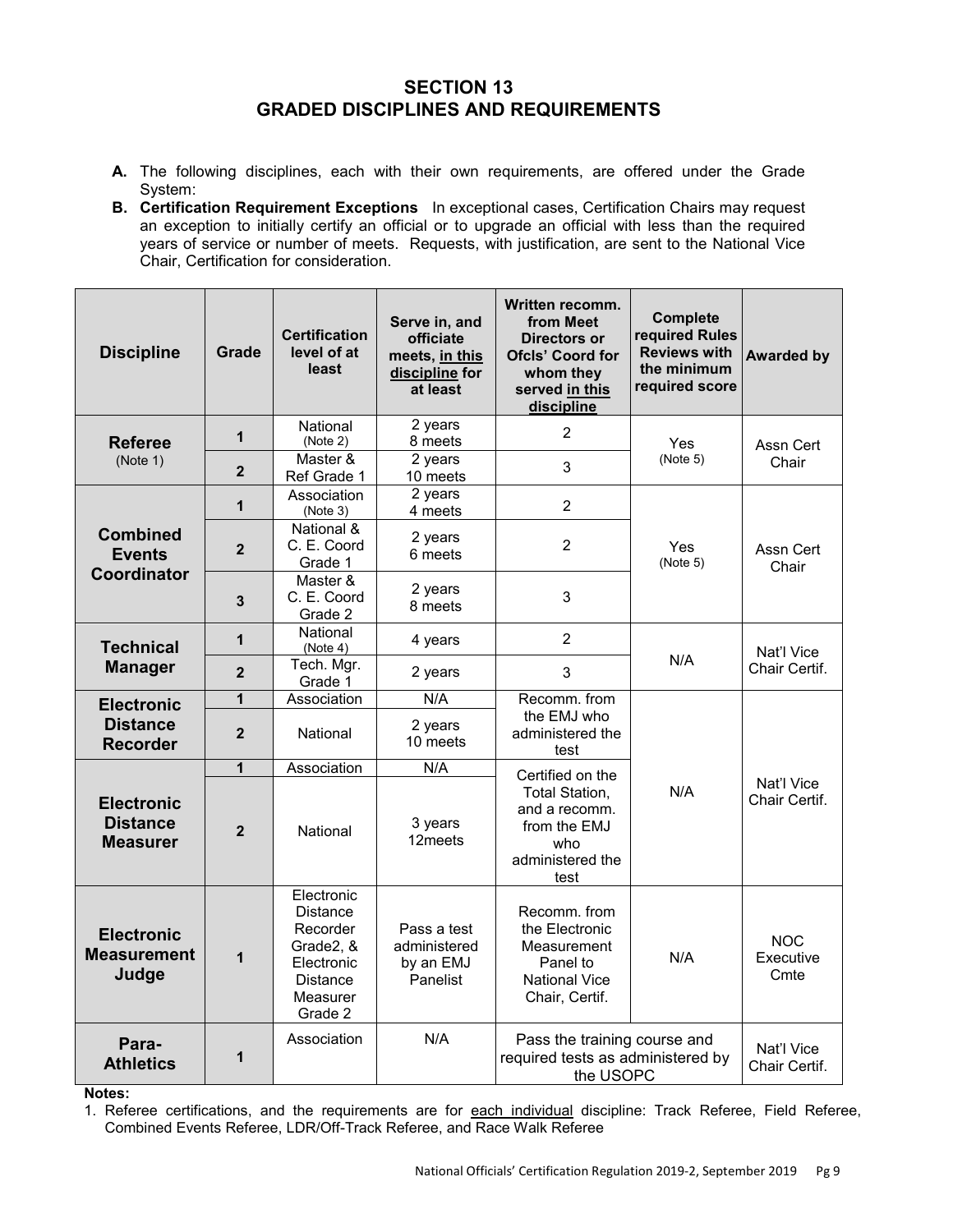## SECTION 13
## GRADED DISCIPLINES AND REQUIREMENTS

**A.** The following disciplines, each with their own requirements, are offered under the Grade System:

**B. Certification Requirement Exceptions** In exceptional cases, Certification Chairs may request an exception to initially certify an official or to upgrade an official with less than the required years of service or number of meets. Requests, with justification, are sent to the National Vice Chair, Certification for consideration.

| Discipline | Grade | Certification level of at least | Serve in, and officiate meets, <u>in this discipline</u> for at least | Written recomm. from Meet Directors or Ofcls' Coord for whom they served <u>in this discipline</u> | Complete required Rules Reviews with the minimum required score | Awarded by |
|---|---|---|---|---|---|---|
| **Referee** (Note 1) | **1** | National (Note 2) | 2 years 8 meets | 2 | Yes (Note 5) | Assn Cert Chair |
| | **2** | Master & Ref Grade 1 | 2 years 10 meets | 3 | | |
| **Combined Events Coordinator** | **1** | Association (Note 3) | 2 years 4 meets | 2 | Yes (Note 5) | Assn Cert Chair |
| | **2** | National & C. E. Coord Grade 1 | 2 years 6 meets | 2 | | |
| | **3** | Master & C. E. Coord Grade 2 | 2 years 8 meets | 3 | | |
| **Technical Manager** | **1** | National (Note 4) | 4 years | 2 | N/A | Nat'l Vice Chair Certif. |
| | **2** | Tech. Mgr. Grade 1 | 2 years | 3 | | |
| **Electronic Distance Recorder** | **1** | Association | N/A | Recomm. from the EMJ who administered the test | N/A | Nat'l Vice Chair Certif. |
| | **2** | National | 2 years 10 meets | | | |
| **Electronic Distance Measurer** | **1** | Association | N/A | Certified on the Total Station, and a recomm. from the EMJ who administered the test | | |
| | **2** | National | 3 years 12meets | | | |
| **Electronic Measurement Judge** | **1** | Electronic Distance Recorder Grade2, & Electronic Distance Measurer Grade 2 | Pass a test administered by an EMJ Panelist | Recomm. from the Electronic Measurement Panel to National Vice Chair, Certif. | N/A | NOC Executive Cmte |
| **Para-Athletics** | **1** | Association | N/A | Pass the training course and required tests as administered by the USOPC | | Nat'l Vice Chair Certif. |

**Notes:**

1. Referee certifications, and the requirements are for <u>each individual</u> discipline: Track Referee, Field Referee, Combined Events Referee, LDR/Off-Track Referee, and Race Walk Referee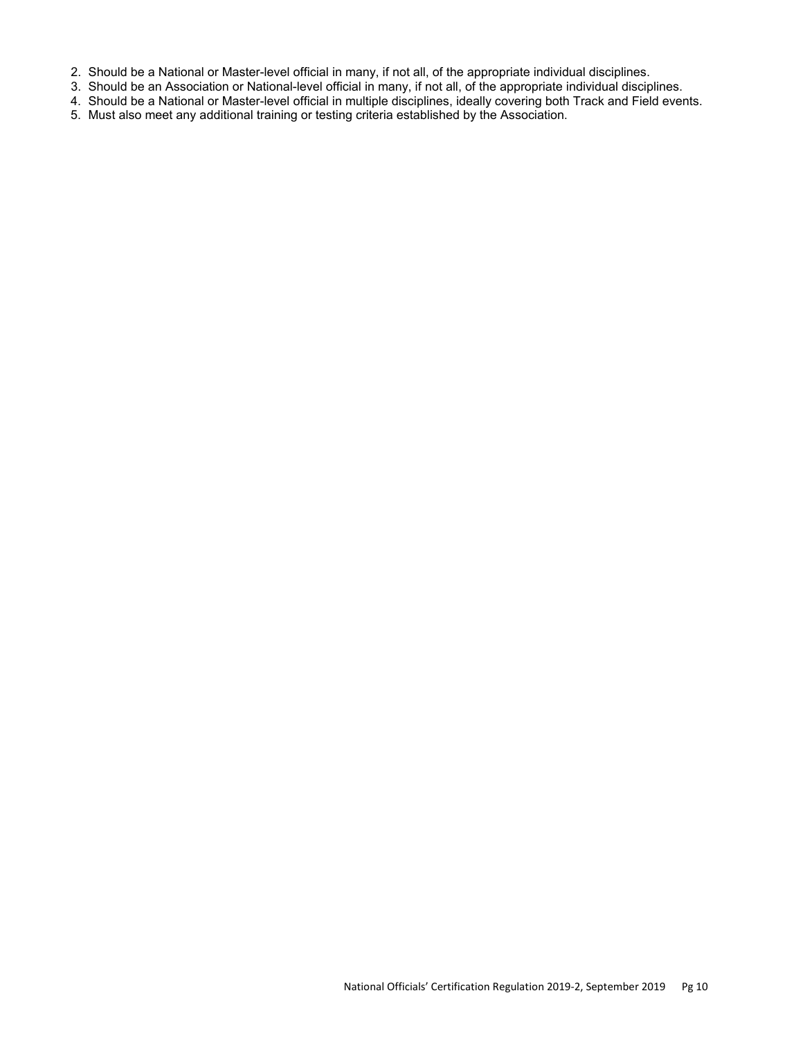2. Should be a National or Master-level official in many, if not all, of the appropriate individual disciplines.
3. Should be an Association or National-level official in many, if not all, of the appropriate individual disciplines.
4. Should be a National or Master-level official in multiple disciplines, ideally covering both Track and Field events.
5. Must also meet any additional training or testing criteria established by the Association.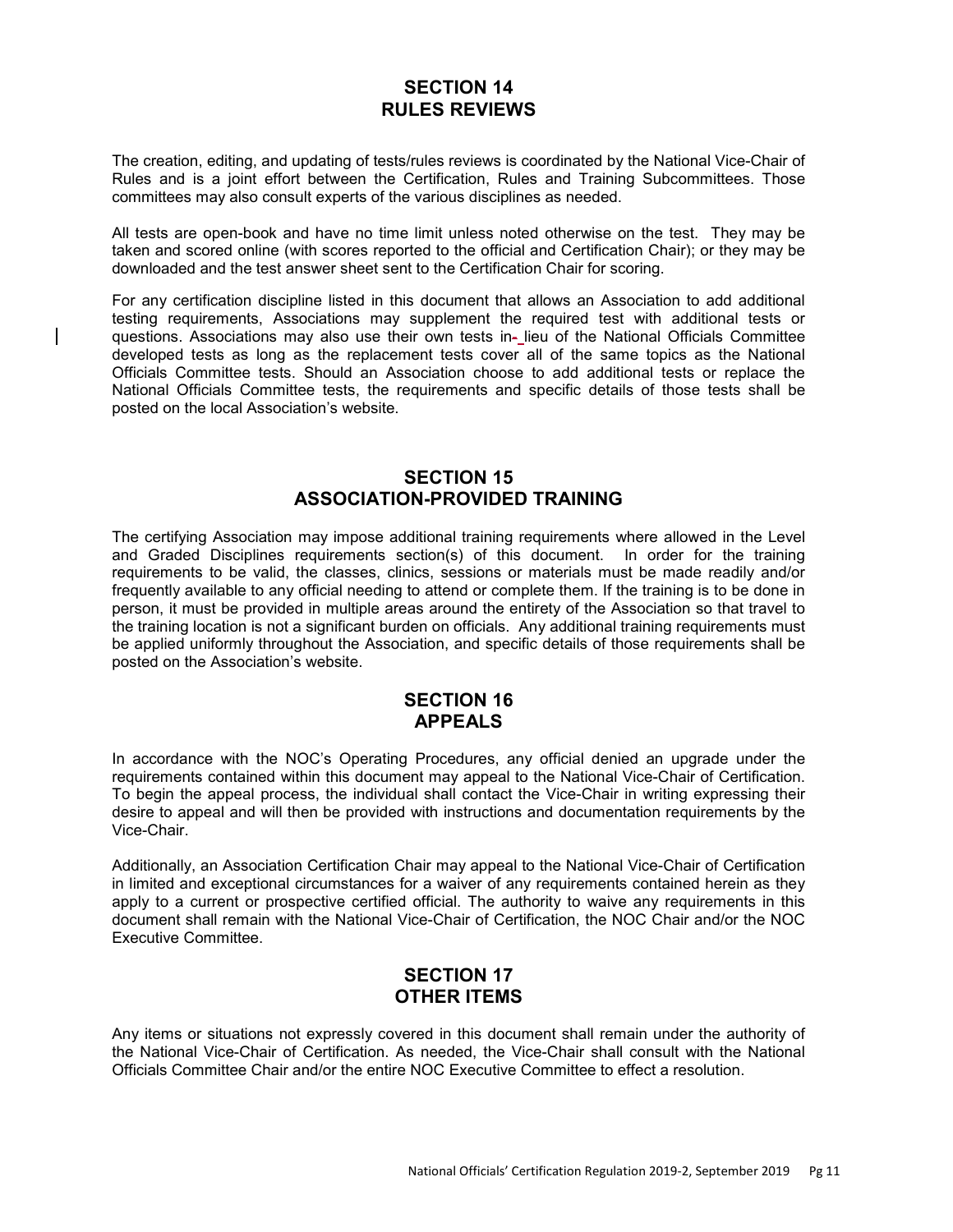## SECTION 14
## RULES REVIEWS

The creation, editing, and updating of tests/rules reviews is coordinated by the National Vice-Chair of Rules and is a joint effort between the Certification, Rules and Training Subcommittees. Those committees may also consult experts of the various disciplines as needed.

All tests are open-book and have no time limit unless noted otherwise on the test. They may be taken and scored online (with scores reported to the official and Certification Chair); or they may be downloaded and the test answer sheet sent to the Certification Chair for scoring.

For any certification discipline listed in this document that allows an Association to add additional testing requirements, Associations may supplement the required test with additional tests or questions. Associations may also use their own tests in lieu of the National Officials Committee developed tests as long as the replacement tests cover all of the same topics as the National Officials Committee tests. Should an Association choose to add additional tests or replace the National Officials Committee tests, the requirements and specific details of those tests shall be posted on the local Association's website.

## SECTION 15
## ASSOCIATION-PROVIDED TRAINING

The certifying Association may impose additional training requirements where allowed in the Level and Graded Disciplines requirements section(s) of this document. In order for the training requirements to be valid, the classes, clinics, sessions or materials must be made readily and/or frequently available to any official needing to attend or complete them. If the training is to be done in person, it must be provided in multiple areas around the entirety of the Association so that travel to the training location is not a significant burden on officials. Any additional training requirements must be applied uniformly throughout the Association, and specific details of those requirements shall be posted on the Association's website.

## SECTION 16
## APPEALS

In accordance with the NOC's Operating Procedures, any official denied an upgrade under the requirements contained within this document may appeal to the National Vice-Chair of Certification. To begin the appeal process, the individual shall contact the Vice-Chair in writing expressing their desire to appeal and will then be provided with instructions and documentation requirements by the Vice-Chair.

Additionally, an Association Certification Chair may appeal to the National Vice-Chair of Certification in limited and exceptional circumstances for a waiver of any requirements contained herein as they apply to a current or prospective certified official. The authority to waive any requirements in this document shall remain with the National Vice-Chair of Certification, the NOC Chair and/or the NOC Executive Committee.

## SECTION 17
## OTHER ITEMS

Any items or situations not expressly covered in this document shall remain under the authority of the National Vice-Chair of Certification. As needed, the Vice-Chair shall consult with the National Officials Committee Chair and/or the entire NOC Executive Committee to effect a resolution.